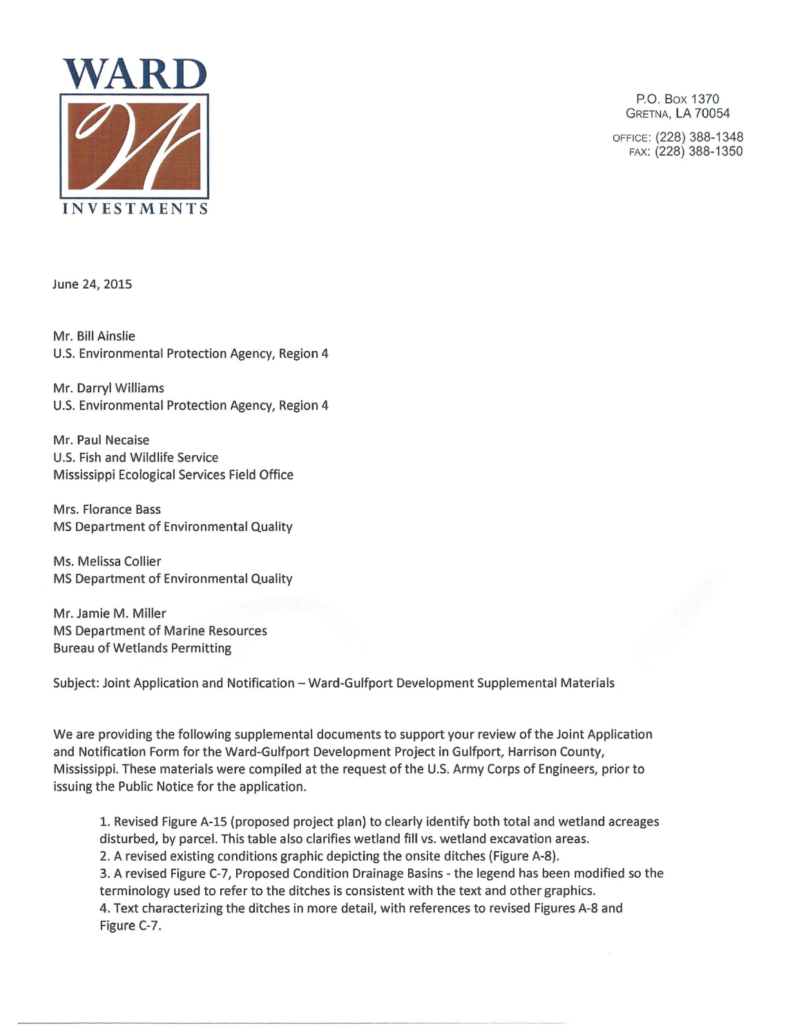WARD

INVESTMENTS

P.O. Box 1370
Gretna, LA 70054

office: (228) 388-1348
fax: (228) 388-1350

June 24, 2015

Mr. Bill Ainslie
U.S. Environmental Protection Agency, Region 4

Mr. Darryl Williams
U.S. Environmental Protection Agency, Region 4

Mr. Paul Necaise
U.S. Fish and Wildlife Service
Mississippi Ecological Services Field Office

Mrs. Florance Bass
MS Department of Environmental Quality

Ms. Melissa Collier
MS Department of Environmental Quality

Mr. Jamie M. Miller
MS Department of Marine Resources
Bureau of Wetlands Permitting

Subject: Joint Application and Notification – Ward-Gulfport Development Supplemental Materials

We are providing the following supplemental documents to support your review of the Joint Application and Notification Form for the Ward-Gulfport Development Project in Gulfport, Harrison County, Mississippi. These materials were compiled at the request of the U.S. Army Corps of Engineers, prior to issuing the Public Notice for the application.

1. Revised Figure A-15 (proposed project plan) to clearly identify both total and wetland acreages disturbed, by parcel. This table also clarifies wetland fill vs. wetland excavation areas.
2. A revised existing conditions graphic depicting the onsite ditches (Figure A-8).
3. A revised Figure C-7, Proposed Condition Drainage Basins - the legend has been modified so the terminology used to refer to the ditches is consistent with the text and other graphics.
4. Text characterizing the ditches in more detail, with references to revised Figures A-8 and Figure C-7.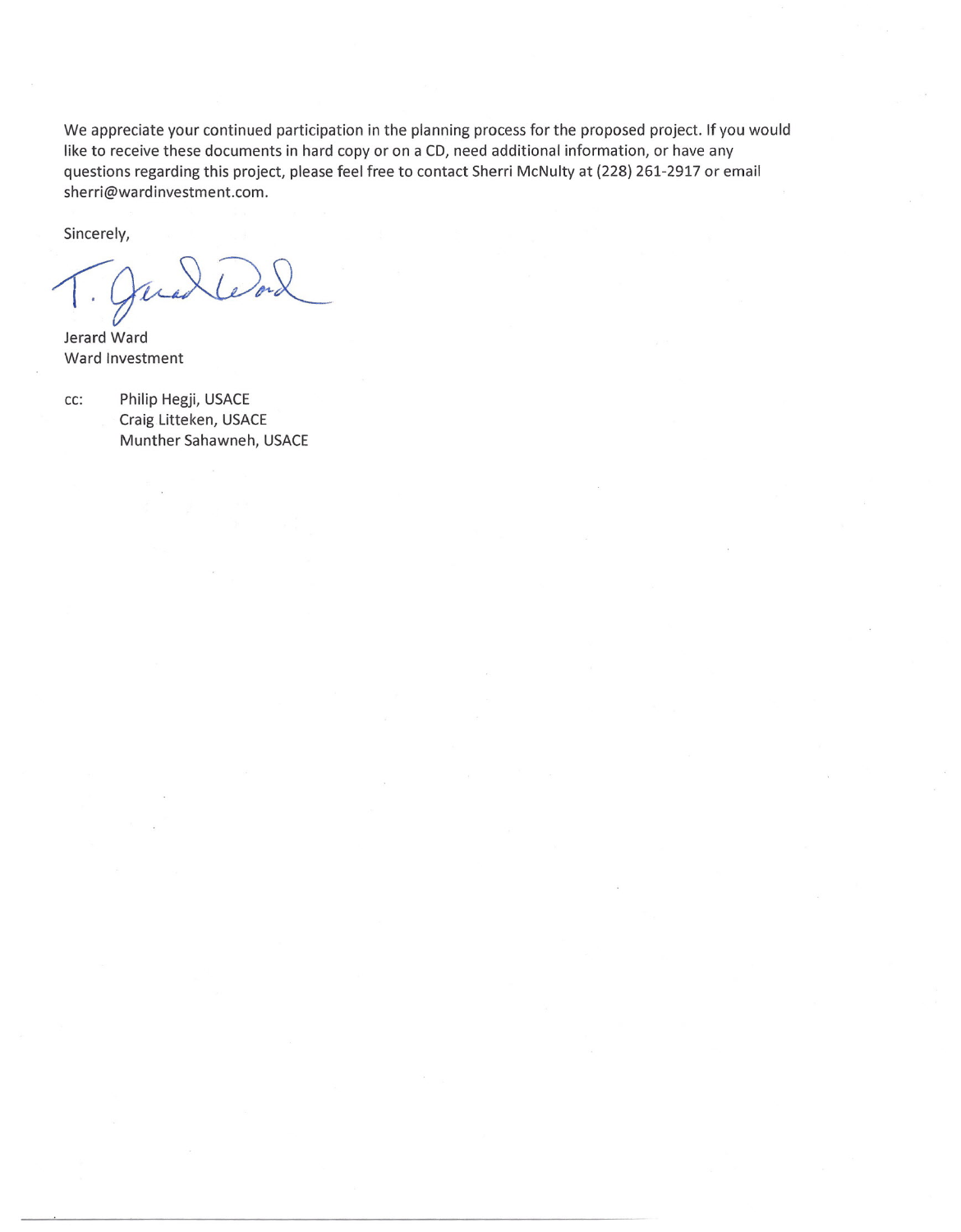We appreciate your continued participation in the planning process for the proposed project. If you would like to receive these documents in hard copy or on a CD, need additional information, or have any questions regarding this project, please feel free to contact Sherri McNulty at (228) 261-2917 or email sherri@wardinvestment.com.

Sincerely,

Jerard Ward
Ward Investment

cc: Philip Hegji, USACE
Craig Litteken, USACE
Munther Sahawneh, USACE